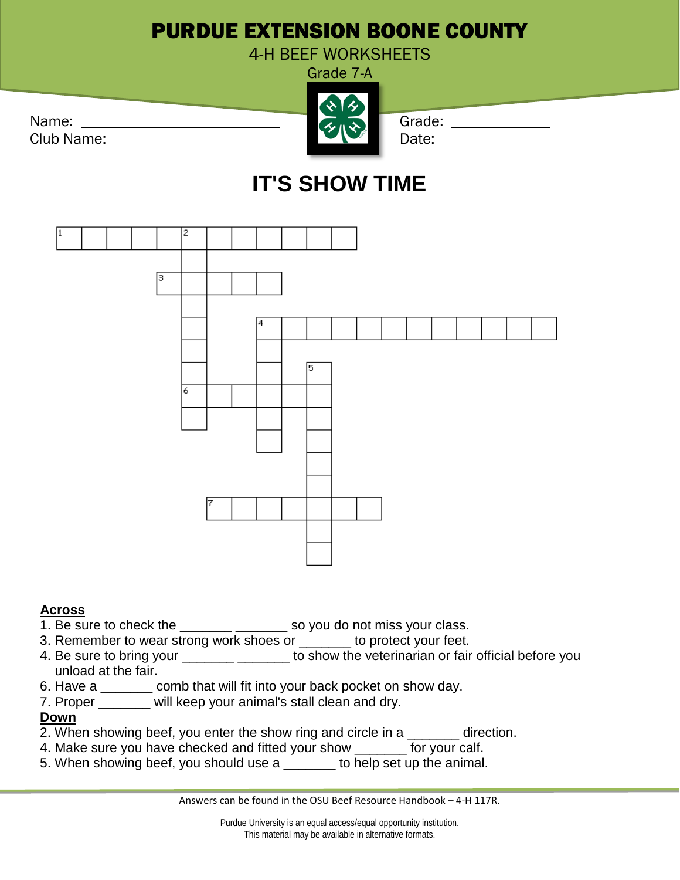# PURDUE EXTENSION BOONE COUNTY

4-H BEEF WORKSHEETS

Grade 7-A

Name: ______________________

Club Name: ______________________

Grade: ____________

Date: ______________________

## IT'S SHOW TIME

**Across**

1. Be sure to check the _______ _______ so you do not miss your class.
3. Remember to wear strong work shoes or _______ to protect your feet.
4. Be sure to bring your _______ _______ to show the veterinarian or fair official before you unload at the fair.
6. Have a _______ comb that will fit into your back pocket on show day.
7. Proper _______ will keep your animal's stall clean and dry.

**Down**

2. When showing beef, you enter the show ring and circle in a _______ direction.
4. Make sure you have checked and fitted your show _______ for your calf.
5. When showing beef, you should use a _______ to help set up the animal.

Answers can be found in the OSU Beef Resource Handbook – 4-H 117R.

Purdue University is an equal access/equal opportunity institution.
This material may be available in alternative formats.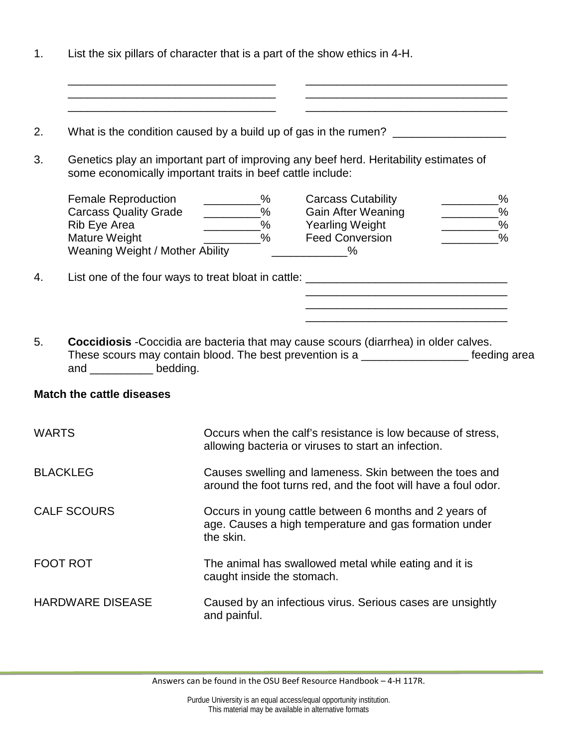1. List the six pillars of character that is a part of the show ethics in 4-H.

   ______________________________ ______________________________
   ______________________________ ______________________________
   ______________________________ ______________________________

2. What is the condition caused by a build up of gas in the rumen? __________________

3. Genetics play an important part of improving any beef herd. Heritability estimates of some economically important traits in beef cattle include:

| | | | |
|---|---|---|---|
| Female Reproduction | _________% | Carcass Cutability | _________% |
| Carcass Quality Grade | _________% | Gain After Weaning | _________% |
| Rib Eye Area | _________% | Yearling Weight | _________% |
| Mature Weight | _________% | Feed Conversion | _________% |
| Weaning Weight / Mother Ability | ____________% | | |

4. List one of the four ways to treat bloat in cattle: ________________________________
   ________________________________
   ________________________________
   ________________________________

5. **Coccidiosis** -Coccidia are bacteria that may cause scours (diarrhea) in older calves. These scours may contain blood. The best prevention is a _________________ feeding area and __________ bedding.

**Match the cattle diseases**

| | |
|---|---|
| WARTS | Occurs when the calf's resistance is low because of stress, allowing bacteria or viruses to start an infection. |
| BLACKLEG | Causes swelling and lameness. Skin between the toes and around the foot turns red, and the foot will have a foul odor. |
| CALF SCOURS | Occurs in young cattle between 6 months and 2 years of age. Causes a high temperature and gas formation under the skin. |
| FOOT ROT | The animal has swallowed metal while eating and it is caught inside the stomach. |
| HARDWARE DISEASE | Caused by an infectious virus. Serious cases are unsightly and painful. |

Answers can be found in the OSU Beef Resource Handbook – 4-H 117R.

Purdue University is an equal access/equal opportunity institution.
This material may be available in alternative formats